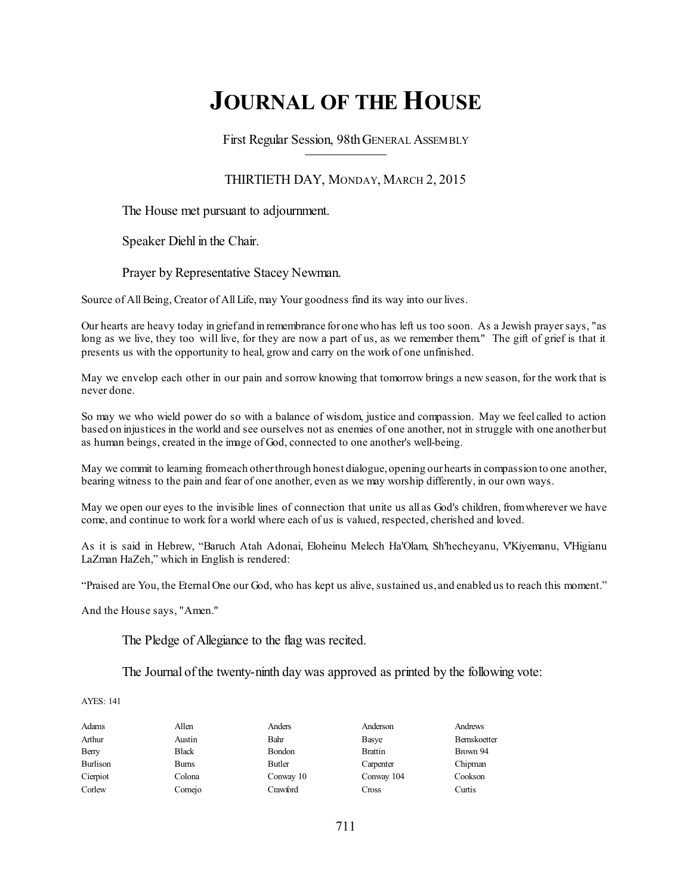# JOURNAL OF THE HOUSE

First Regular Session, 98th GENERAL ASSEMBLY

THIRTIETH DAY, MONDAY, MARCH 2, 2015

The House met pursuant to adjournment.

Speaker Diehl in the Chair.

Prayer by Representative Stacey Newman.

Source of All Being, Creator of All Life, may Your goodness find its way into our lives.

Our hearts are heavy today in grief and in remembrance for one who has left us too soon. As a Jewish prayer says, "as long as we live, they too will live, for they are now a part of us, as we remember them." The gift of grief is that it presents us with the opportunity to heal, grow and carry on the work of one unfinished.

May we envelop each other in our pain and sorrow knowing that tomorrow brings a new season, for the work that is never done.

So may we who wield power do so with a balance of wisdom, justice and compassion. May we feel called to action based on injustices in the world and see ourselves not as enemies of one another, not in struggle with one another but as human beings, created in the image of God, connected to one another's well-being.

May we commit to learning from each other through honest dialogue, opening our hearts in compassion to one another, bearing witness to the pain and fear of one another, even as we may worship differently, in our own ways.

May we open our eyes to the invisible lines of connection that unite us all as God's children, from wherever we have come, and continue to work for a world where each of us is valued, respected, cherished and loved.

As it is said in Hebrew, "Baruch Atah Adonai, Eloheinu Melech Ha'Olam, Sh'hecheyanu, V'Kiyemanu, V'Higianu LaZman HaZeh," which in English is rendered:

"Praised are You, the Eternal One our God, who has kept us alive, sustained us, and enabled us to reach this moment."

And the House says, "Amen."

The Pledge of Allegiance to the flag was recited.

The Journal of the twenty-ninth day was approved as printed by the following vote:

AYES: 141

| | | | | |
|---|---|---|---|---|
| Adams | Allen | Anders | Anderson | Andrews |
| Arthur | Austin | Bahr | Basye | Bernskoetter |
| Berry | Black | Bondon | Brattin | Brown 94 |
| Burlison | Burns | Butler | Carpenter | Chipman |
| Cierpiot | Colona | Conway 10 | Conway 104 | Cookson |
| Corlew | Cornejo | Crawford | Cross | Curtis |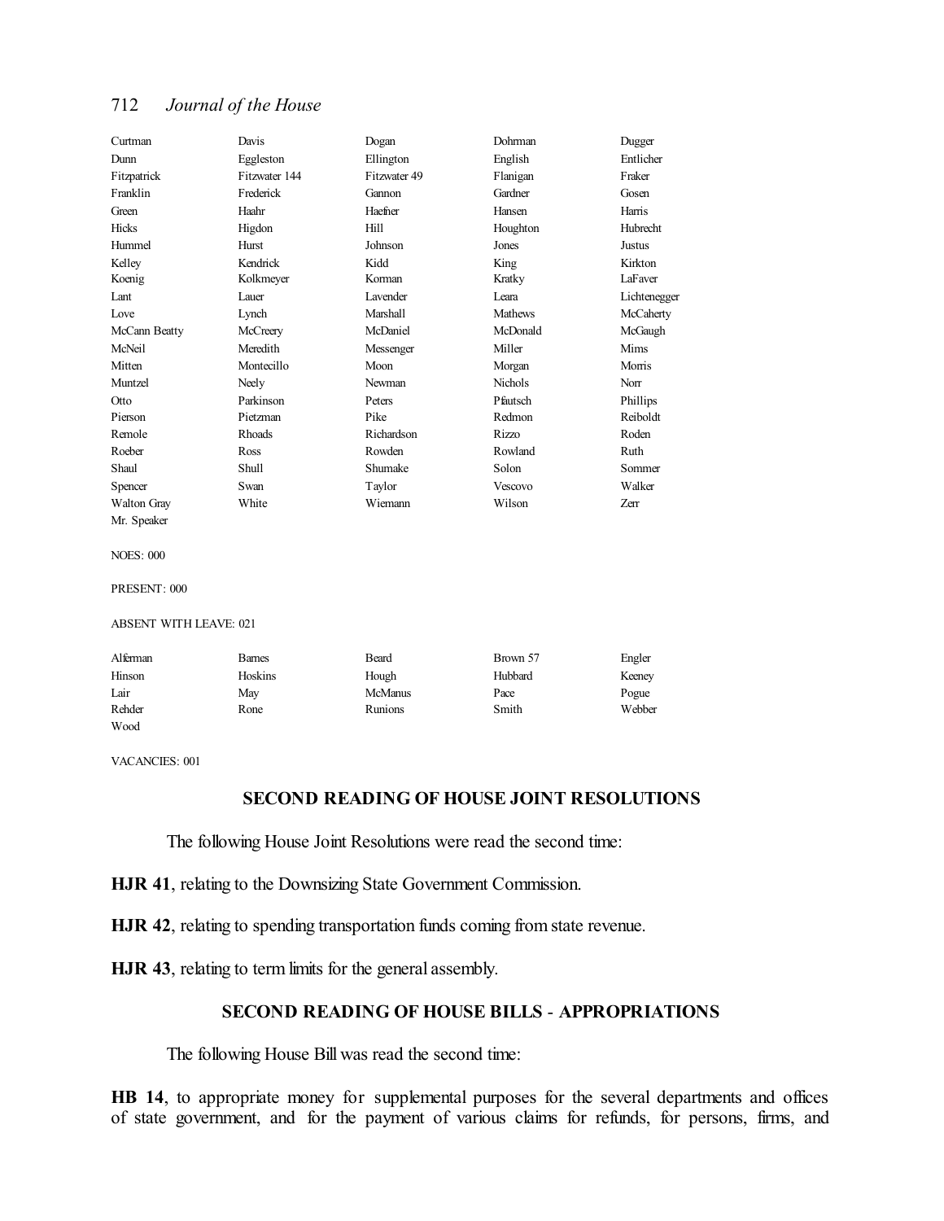| | | | | |
|---|---|---|---|---|
| Curtman | Davis | Dogan | Dohrman | Dugger |
| Dunn | Eggleston | Ellington | English | Entlicher |
| Fitzpatrick | Fitzwater 144 | Fitzwater 49 | Flanigan | Fraker |
| Franklin | Frederick | Gannon | Gardner | Gosen |
| Green | Haahr | Haefner | Hansen | Harris |
| Hicks | Higdon | Hill | Houghton | Hubrecht |
| Hummel | Hurst | Johnson | Jones | Justus |
| Kelley | Kendrick | Kidd | King | Kirkton |
| Koenig | Kolkmeyer | Korman | Kratky | LaFaver |
| Lant | Lauer | Lavender | Leara | Lichtenegger |
| Love | Lynch | Marshall | Mathews | McCaherty |
| McCann Beatty | McCreery | McDaniel | McDonald | McGaugh |
| McNeil | Meredith | Messenger | Miller | Mims |
| Mitten | Montecillo | Moon | Morgan | Morris |
| Muntzel | Neely | Newman | Nichols | Norr |
| Otto | Parkinson | Peters | Pfautsch | Phillips |
| Pierson | Pietzman | Pike | Redmon | Reiboldt |
| Remole | Rhoads | Richardson | Rizzo | Roden |
| Roeber | Ross | Rowden | Rowland | Ruth |
| Shaul | Shull | Shumake | Solon | Sommer |
| Spencer | Swan | Taylor | Vescovo | Walker |
| Walton Gray | White | Wiemann | Wilson | Zerr |
| Mr. Speaker | | | | |

NOES: 000

PRESENT: 000

ABSENT WITH LEAVE: 021

| | | | | |
|---|---|---|---|---|
| Alferman | Barnes | Beard | Brown 57 | Engler |
| Hinson | Hoskins | Hough | Hubbard | Keeney |
| Lair | May | McManus | Pace | Pogue |
| Rehder | Rone | Runions | Smith | Webber |
| Wood | | | | |

VACANCIES: 001

## SECOND READING OF HOUSE JOINT RESOLUTIONS

The following House Joint Resolutions were read the second time:

**HJR 41**, relating to the Downsizing State Government Commission.

**HJR 42**, relating to spending transportation funds coming from state revenue.

**HJR 43**, relating to term limits for the general assembly.

## SECOND READING OF HOUSE BILLS - APPROPRIATIONS

The following House Bill was read the second time:

**HB 14**, to appropriate money for supplemental purposes for the several departments and offices of state government, and for the payment of various claims for refunds, for persons, firms, and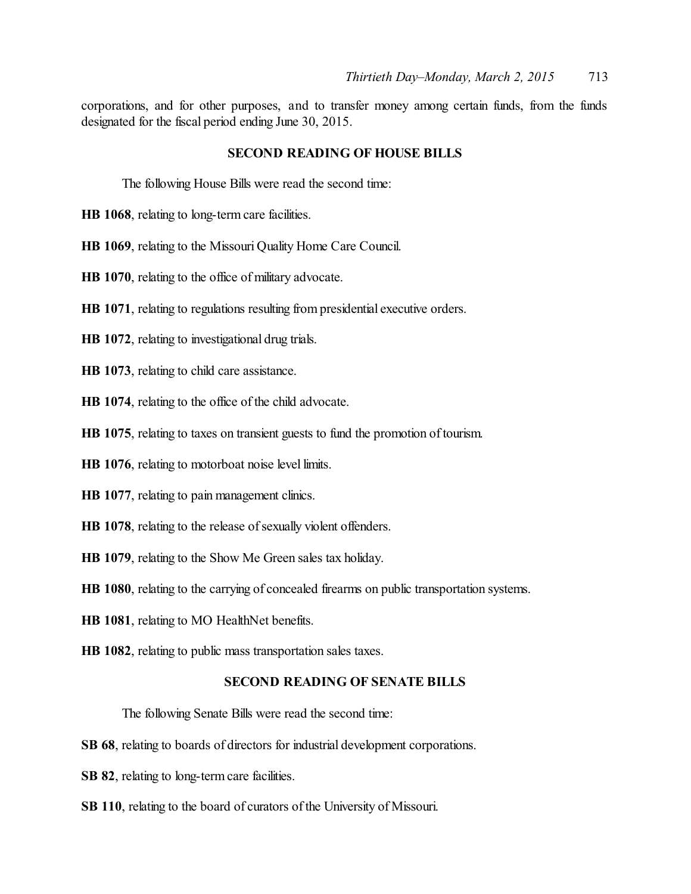corporations, and for other purposes, and to transfer money among certain funds, from the funds designated for the fiscal period ending June 30, 2015.

## SECOND READING OF HOUSE BILLS

The following House Bills were read the second time:

**HB 1068**, relating to long-term care facilities.

**HB 1069**, relating to the Missouri Quality Home Care Council.

**HB 1070**, relating to the office of military advocate.

**HB 1071**, relating to regulations resulting from presidential executive orders.

**HB 1072**, relating to investigational drug trials.

**HB 1073**, relating to child care assistance.

**HB 1074**, relating to the office of the child advocate.

**HB 1075**, relating to taxes on transient guests to fund the promotion of tourism.

**HB 1076**, relating to motorboat noise level limits.

**HB 1077**, relating to pain management clinics.

**HB 1078**, relating to the release of sexually violent offenders.

**HB 1079**, relating to the Show Me Green sales tax holiday.

**HB 1080**, relating to the carrying of concealed firearms on public transportation systems.

**HB 1081**, relating to MO HealthNet benefits.

**HB 1082**, relating to public mass transportation sales taxes.

## SECOND READING OF SENATE BILLS

The following Senate Bills were read the second time:

**SB 68**, relating to boards of directors for industrial development corporations.

**SB 82**, relating to long-term care facilities.

**SB 110**, relating to the board of curators of the University of Missouri.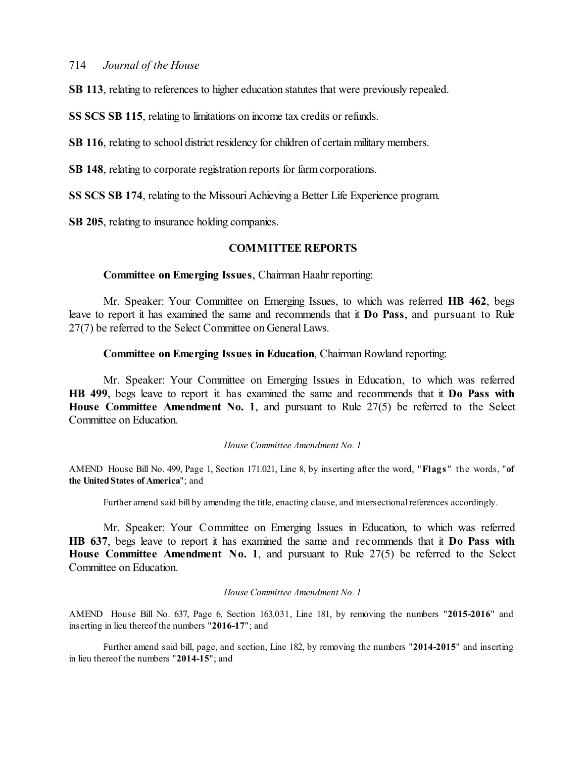**SB 113**, relating to references to higher education statutes that were previously repealed.

**SS SCS SB 115**, relating to limitations on income tax credits or refunds.

**SB 116**, relating to school district residency for children of certain military members.

**SB 148**, relating to corporate registration reports for farm corporations.

**SS SCS SB 174**, relating to the Missouri Achieving a Better Life Experience program.

**SB 205**, relating to insurance holding companies.

## COMMITTEE REPORTS

**Committee on Emerging Issues**, Chairman Haahr reporting:

Mr. Speaker: Your Committee on Emerging Issues, to which was referred **HB 462**, begs leave to report it has examined the same and recommends that it **Do Pass**, and pursuant to Rule 27(7) be referred to the Select Committee on General Laws.

**Committee on Emerging Issues in Education**, Chairman Rowland reporting:

Mr. Speaker: Your Committee on Emerging Issues in Education, to which was referred **HB 499**, begs leave to report it has examined the same and recommends that it **Do Pass with House Committee Amendment No. 1**, and pursuant to Rule 27(5) be referred to the Select Committee on Education.

*House Committee Amendment No. 1*

AMEND House Bill No. 499, Page 1, Section 171.021, Line 8, by inserting after the word, "**Flags**" the words, "**of the United States of America**"; and

Further amend said bill by amending the title, enacting clause, and intersectional references accordingly.

Mr. Speaker: Your Committee on Emerging Issues in Education, to which was referred **HB 637**, begs leave to report it has examined the same and recommends that it **Do Pass with House Committee Amendment No. 1**, and pursuant to Rule 27(5) be referred to the Select Committee on Education.

*House Committee Amendment No. 1*

AMEND House Bill No. 637, Page 6, Section 163.031, Line 181, by removing the numbers "**2015-2016**" and inserting in lieu thereof the numbers "**2016-17**"; and

Further amend said bill, page, and section, Line 182, by removing the numbers "**2014-2015**" and inserting in lieu thereof the numbers "**2014-15**"; and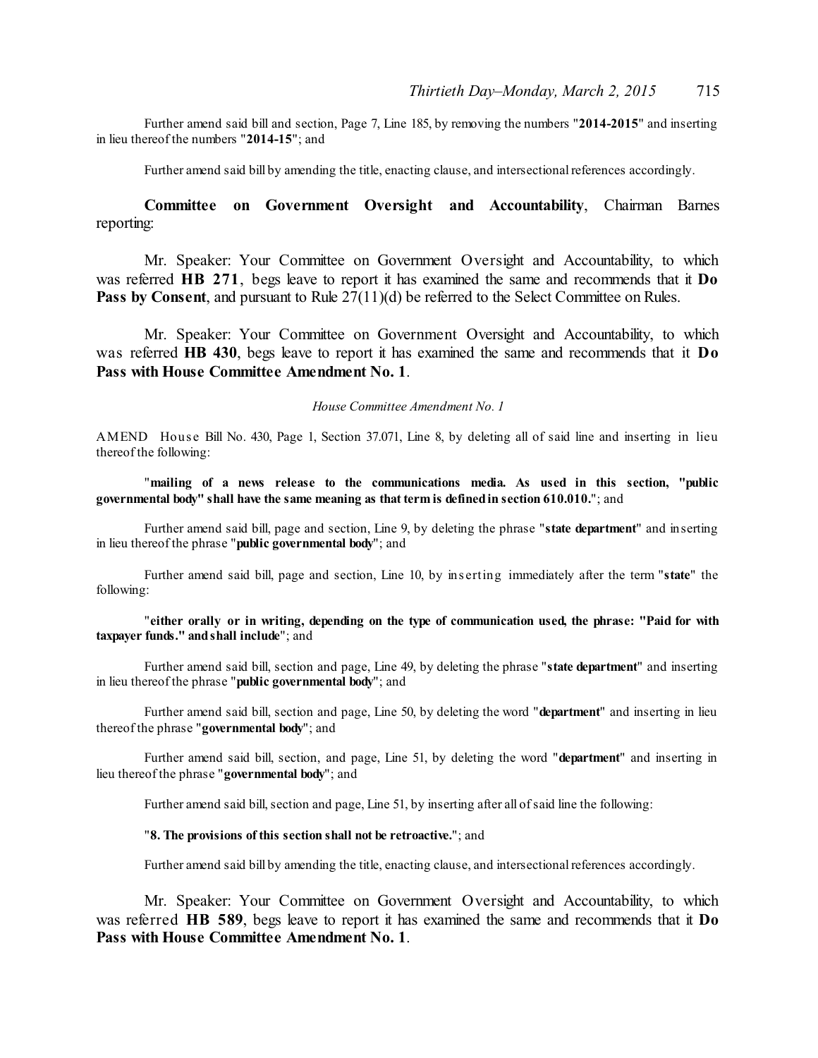Further amend said bill and section, Page 7, Line 185, by removing the numbers "**2014-2015**" and inserting in lieu thereof the numbers "**2014-15**"; and

Further amend said bill by amending the title, enacting clause, and intersectional references accordingly.

**Committee on Government Oversight and Accountability**, Chairman Barnes reporting:

Mr. Speaker: Your Committee on Government Oversight and Accountability, to which was referred **HB 271**, begs leave to report it has examined the same and recommends that it **Do Pass by Consent**, and pursuant to Rule 27(11)(d) be referred to the Select Committee on Rules.

Mr. Speaker: Your Committee on Government Oversight and Accountability, to which was referred **HB 430**, begs leave to report it has examined the same and recommends that it **Do Pass with House Committee Amendment No. 1**.

*House Committee Amendment No. 1*

AMEND House Bill No. 430, Page 1, Section 37.071, Line 8, by deleting all of said line and inserting in lieu thereof the following:

"**mailing of a news release to the communications media. As used in this section, "public governmental body" shall have the same meaning as that term is defined in section 610.010.**"; and

Further amend said bill, page and section, Line 9, by deleting the phrase "**state department**" and inserting in lieu thereof the phrase "**public governmental body**"; and

Further amend said bill, page and section, Line 10, by inserting immediately after the term "**state**" the following:

"**either orally or in writing, depending on the type of communication used, the phrase: "Paid for with taxpayer funds." and shall include**"; and

Further amend said bill, section and page, Line 49, by deleting the phrase "**state department**" and inserting in lieu thereof the phrase "**public governmental body**"; and

Further amend said bill, section and page, Line 50, by deleting the word "**department**" and inserting in lieu thereof the phrase "**governmental body**"; and

Further amend said bill, section, and page, Line 51, by deleting the word "**department**" and inserting in lieu thereof the phrase "**governmental body**"; and

Further amend said bill, section and page, Line 51, by inserting after all of said line the following:

"**8. The provisions of this section shall not be retroactive.**"; and

Further amend said bill by amending the title, enacting clause, and intersectional references accordingly.

Mr. Speaker: Your Committee on Government Oversight and Accountability, to which was referred **HB 589**, begs leave to report it has examined the same and recommends that it **Do Pass with House Committee Amendment No. 1**.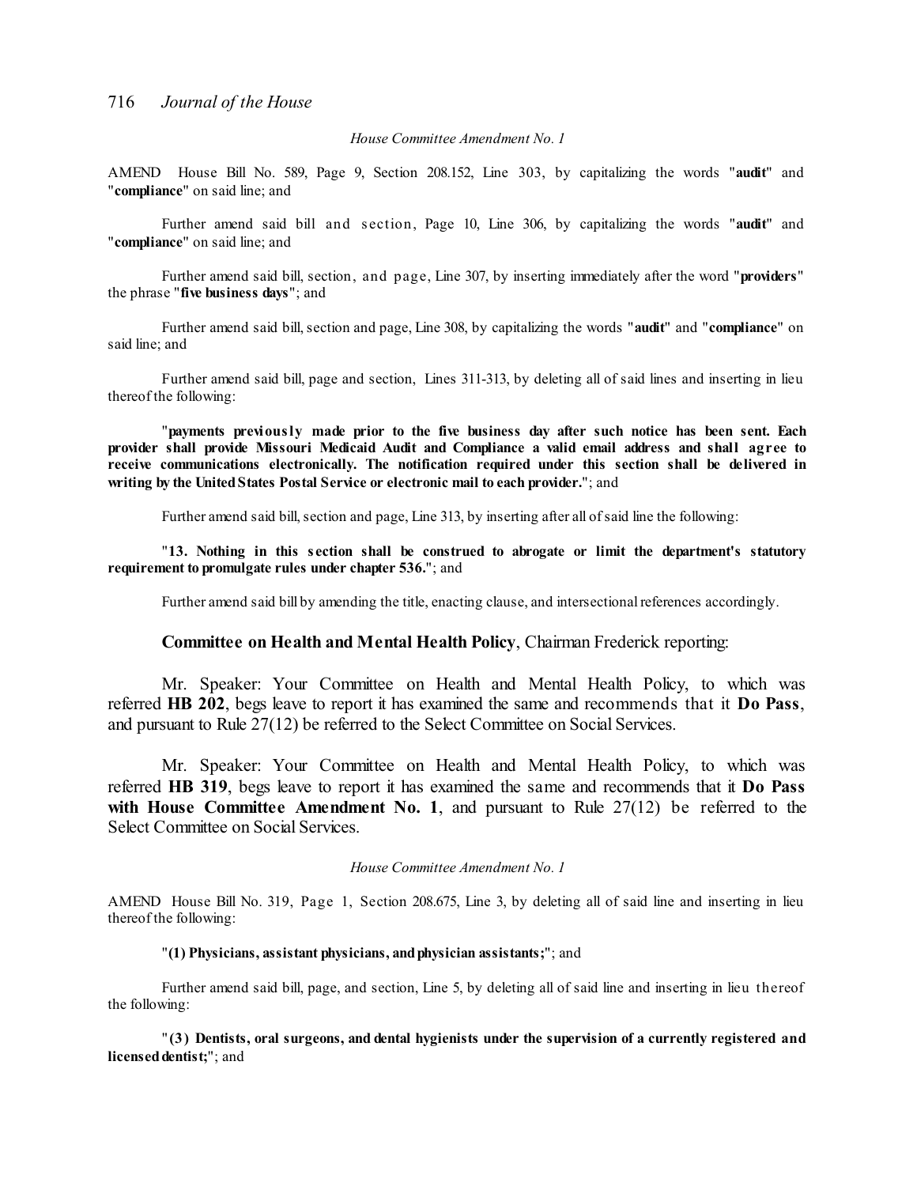*House Committee Amendment No. 1*

AMEND House Bill No. 589, Page 9, Section 208.152, Line 303, by capitalizing the words "**audit**" and "**compliance**" on said line; and

Further amend said bill and section, Page 10, Line 306, by capitalizing the words "**audit**" and "**compliance**" on said line; and

Further amend said bill, section, and page, Line 307, by inserting immediately after the word "**providers**" the phrase "**five business days**"; and

Further amend said bill, section and page, Line 308, by capitalizing the words "**audit**" and "**compliance**" on said line; and

Further amend said bill, page and section, Lines 311-313, by deleting all of said lines and inserting in lieu thereof the following:

"**payments previously made prior to the five business day after such notice has been sent. Each provider shall provide Missouri Medicaid Audit and Compliance a valid email address and shall agree to receive communications electronically. The notification required under this section shall be delivered in writing by the United States Postal Service or electronic mail to each provider.**"; and

Further amend said bill, section and page, Line 313, by inserting after all of said line the following:

"**13. Nothing in this section shall be construed to abrogate or limit the department's statutory requirement to promulgate rules under chapter 536.**"; and

Further amend said bill by amending the title, enacting clause, and intersectional references accordingly.

**Committee on Health and Mental Health Policy**, Chairman Frederick reporting:

Mr. Speaker: Your Committee on Health and Mental Health Policy, to which was referred **HB 202**, begs leave to report it has examined the same and recommends that it **Do Pass**, and pursuant to Rule 27(12) be referred to the Select Committee on Social Services.

Mr. Speaker: Your Committee on Health and Mental Health Policy, to which was referred **HB 319**, begs leave to report it has examined the same and recommends that it **Do Pass with House Committee Amendment No. 1**, and pursuant to Rule 27(12) be referred to the Select Committee on Social Services.

*House Committee Amendment No. 1*

AMEND House Bill No. 319, Page 1, Section 208.675, Line 3, by deleting all of said line and inserting in lieu thereof the following:

"**(1) Physicians, assistant physicians, and physician assistants;**"; and

Further amend said bill, page, and section, Line 5, by deleting all of said line and inserting in lieu thereof the following:

"**(3) Dentists, oral surgeons, and dental hygienists under the supervision of a currently registered and licensed dentist;**"; and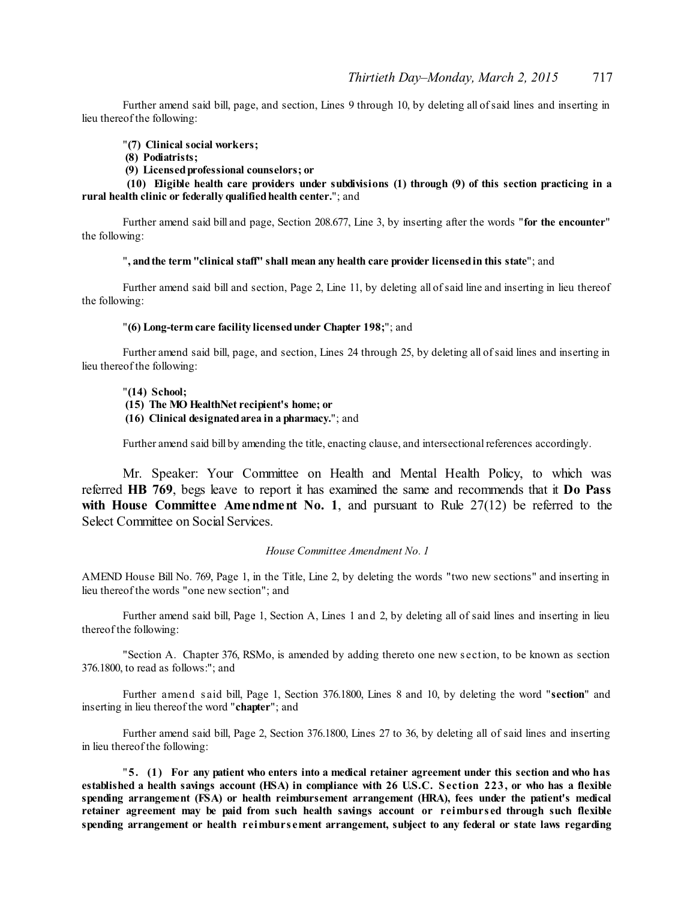Further amend said bill, page, and section, Lines 9 through 10, by deleting all of said lines and inserting in lieu thereof the following:

"**(7) Clinical social workers;**

**(8) Podiatrists;**

**(9) Licensed professional counselors; or**

**(10) Eligible health care providers under subdivisions (1) through (9) of this section practicing in a rural health clinic or federally qualified health center.**"; and

Further amend said bill and page, Section 208.677, Line 3, by inserting after the words "**for the encounter**" the following:

"**, and the term "clinical staff" shall mean any health care provider licensed in this state**"; and

Further amend said bill and section, Page 2, Line 11, by deleting all of said line and inserting in lieu thereof the following:

"**(6) Long-term care facility licensed under Chapter 198;**"; and

Further amend said bill, page, and section, Lines 24 through 25, by deleting all of said lines and inserting in lieu thereof the following:

"**(14) School;**

**(15) The MO HealthNet recipient's home; or**

**(16) Clinical designated area in a pharmacy.**"; and

Further amend said bill by amending the title, enacting clause, and intersectional references accordingly.

Mr. Speaker: Your Committee on Health and Mental Health Policy, to which was referred **HB 769**, begs leave to report it has examined the same and recommends that it **Do Pass with House Committee Amendment No. 1**, and pursuant to Rule 27(12) be referred to the Select Committee on Social Services.

*House Committee Amendment No. 1*

AMEND House Bill No. 769, Page 1, in the Title, Line 2, by deleting the words "two new sections" and inserting in lieu thereof the words "one new section"; and

Further amend said bill, Page 1, Section A, Lines 1 and 2, by deleting all of said lines and inserting in lieu thereof the following:

"Section A. Chapter 376, RSMo, is amended by adding thereto one new section, to be known as section 376.1800, to read as follows:"; and

Further amend said bill, Page 1, Section 376.1800, Lines 8 and 10, by deleting the word "**section**" and inserting in lieu thereof the word "**chapter**"; and

Further amend said bill, Page 2, Section 376.1800, Lines 27 to 36, by deleting all of said lines and inserting in lieu thereof the following:

"**5. (1) For any patient who enters into a medical retainer agreement under this section and who has established a health savings account (HSA) in compliance with 26 U.S.C. Section 223, or who has a flexible spending arrangement (FSA) or health reimbursement arrangement (HRA), fees under the patient's medical retainer agreement may be paid from such health savings account or reimbursed through such flexible spending arrangement or health reimbursement arrangement, subject to any federal or state laws regarding**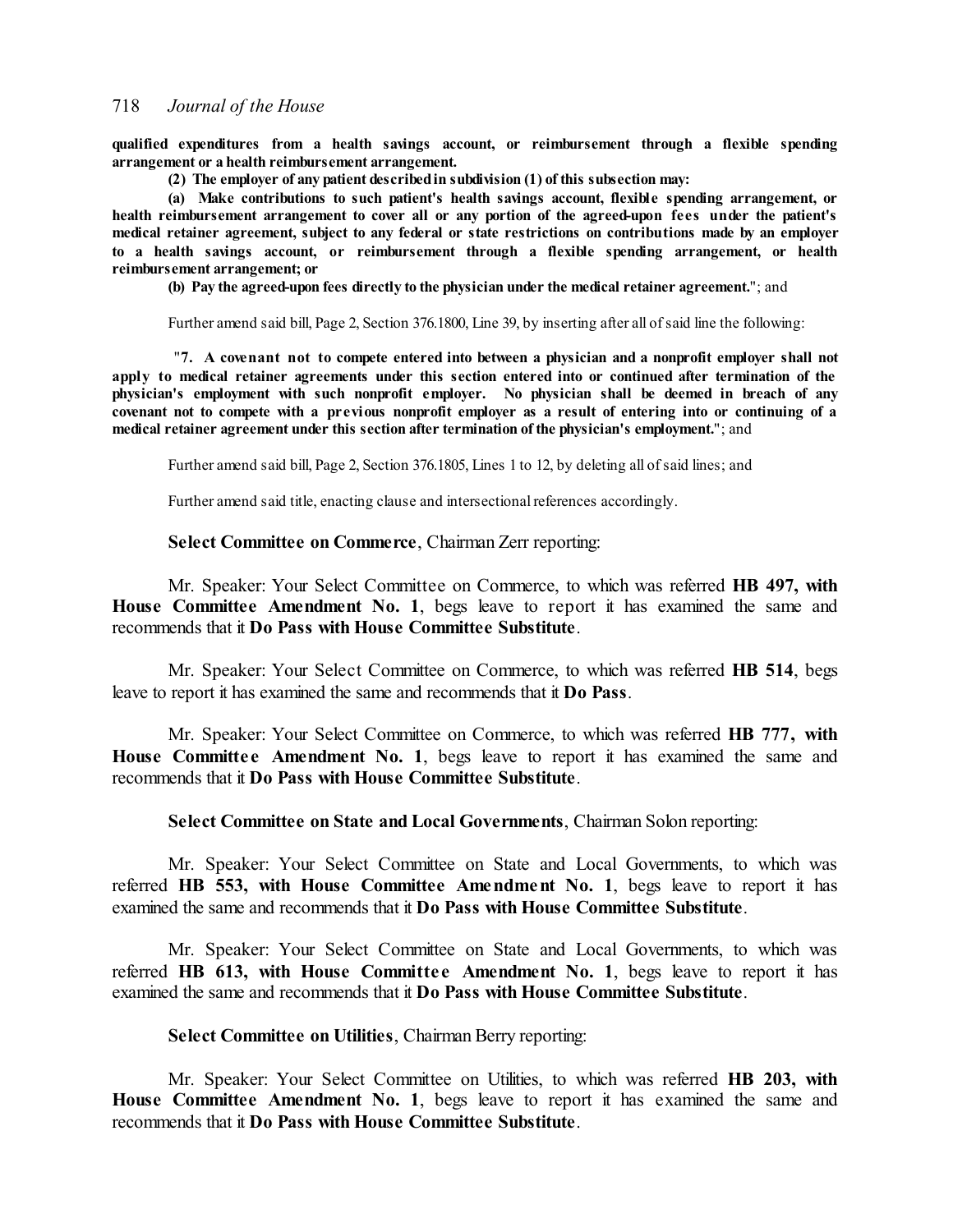**qualified expenditures from a health savings account, or reimbursement through a flexible spending arrangement or a health reimbursement arrangement.**

**(2) The employer of any patient described in subdivision (1) of this subsection may:**

**(a) Make contributions to such patient's health savings account, flexible spending arrangement, or health reimbursement arrangement to cover all or any portion of the agreed-upon fees under the patient's medical retainer agreement, subject to any federal or state restrictions on contributions made by an employer to a health savings account, or reimbursement through a flexible spending arrangement, or health reimbursement arrangement; or**

**(b) Pay the agreed-upon fees directly to the physician under the medical retainer agreement.**"; and

Further amend said bill, Page 2, Section 376.1800, Line 39, by inserting after all of said line the following:

"**7. A covenant not to compete entered into between a physician and a nonprofit employer shall not apply to medical retainer agreements under this section entered into or continued after termination of the physician's employment with such nonprofit employer. No physician shall be deemed in breach of any covenant not to compete with a previous nonprofit employer as a result of entering into or continuing of a medical retainer agreement under this section after termination of the physician's employment.**"; and

Further amend said bill, Page 2, Section 376.1805, Lines 1 to 12, by deleting all of said lines; and

Further amend said title, enacting clause and intersectional references accordingly.

**Select Committee on Commerce**, Chairman Zerr reporting:

Mr. Speaker: Your Select Committee on Commerce, to which was referred **HB 497, with House Committee Amendment No. 1**, begs leave to report it has examined the same and recommends that it **Do Pass with House Committee Substitute**.

Mr. Speaker: Your Select Committee on Commerce, to which was referred **HB 514**, begs leave to report it has examined the same and recommends that it **Do Pass**.

Mr. Speaker: Your Select Committee on Commerce, to which was referred **HB 777, with House Committee Amendment No. 1**, begs leave to report it has examined the same and recommends that it **Do Pass with House Committee Substitute**.

**Select Committee on State and Local Governments**, Chairman Solon reporting:

Mr. Speaker: Your Select Committee on State and Local Governments, to which was referred **HB 553, with House Committee Amendment No. 1**, begs leave to report it has examined the same and recommends that it **Do Pass with House Committee Substitute**.

Mr. Speaker: Your Select Committee on State and Local Governments, to which was referred **HB 613, with House Committee Amendment No. 1**, begs leave to report it has examined the same and recommends that it **Do Pass with House Committee Substitute**.

**Select Committee on Utilities**, Chairman Berry reporting:

Mr. Speaker: Your Select Committee on Utilities, to which was referred **HB 203, with House Committee Amendment No. 1**, begs leave to report it has examined the same and recommends that it **Do Pass with House Committee Substitute**.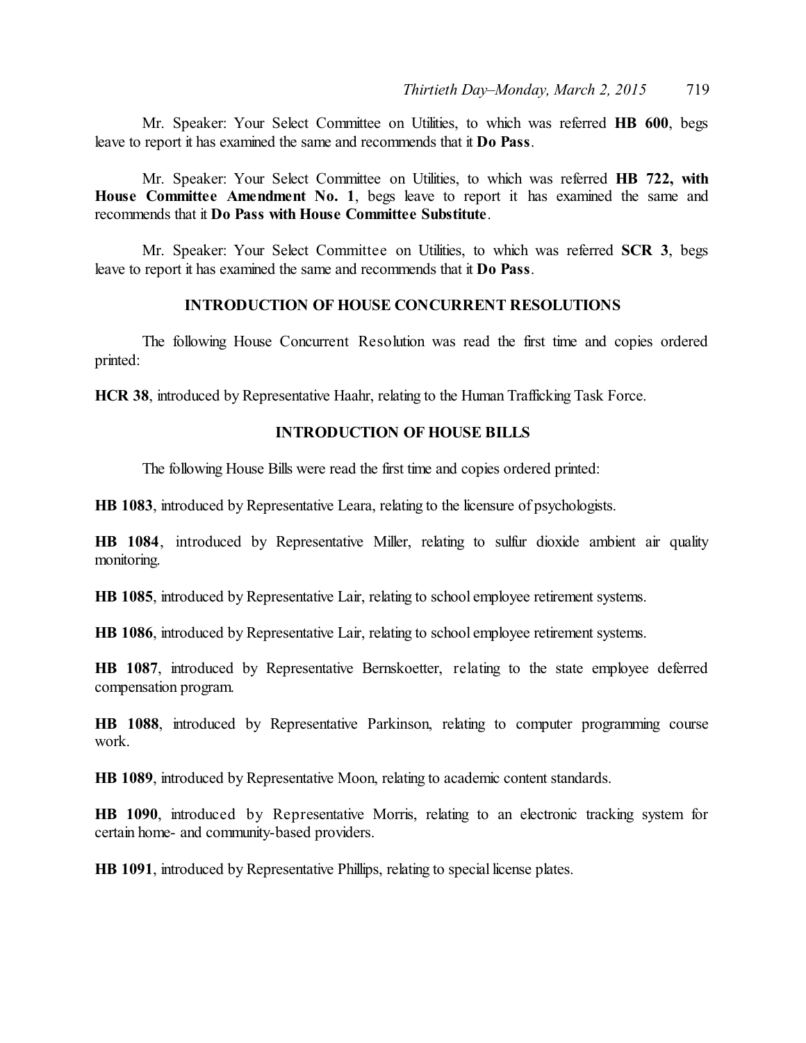Mr. Speaker: Your Select Committee on Utilities, to which was referred **HB 600**, begs leave to report it has examined the same and recommends that it **Do Pass**.

Mr. Speaker: Your Select Committee on Utilities, to which was referred **HB 722, with House Committee Amendment No. 1**, begs leave to report it has examined the same and recommends that it **Do Pass with House Committee Substitute**.

Mr. Speaker: Your Select Committee on Utilities, to which was referred **SCR 3**, begs leave to report it has examined the same and recommends that it **Do Pass**.

## INTRODUCTION OF HOUSE CONCURRENT RESOLUTIONS

The following House Concurrent Resolution was read the first time and copies ordered printed:

**HCR 38**, introduced by Representative Haahr, relating to the Human Trafficking Task Force.

## INTRODUCTION OF HOUSE BILLS

The following House Bills were read the first time and copies ordered printed:

**HB 1083**, introduced by Representative Leara, relating to the licensure of psychologists.

**HB 1084**, introduced by Representative Miller, relating to sulfur dioxide ambient air quality monitoring.

**HB 1085**, introduced by Representative Lair, relating to school employee retirement systems.

**HB 1086**, introduced by Representative Lair, relating to school employee retirement systems.

**HB 1087**, introduced by Representative Bernskoetter, relating to the state employee deferred compensation program.

**HB 1088**, introduced by Representative Parkinson, relating to computer programming course work.

**HB 1089**, introduced by Representative Moon, relating to academic content standards.

**HB 1090**, introduced by Representative Morris, relating to an electronic tracking system for certain home- and community-based providers.

**HB 1091**, introduced by Representative Phillips, relating to special license plates.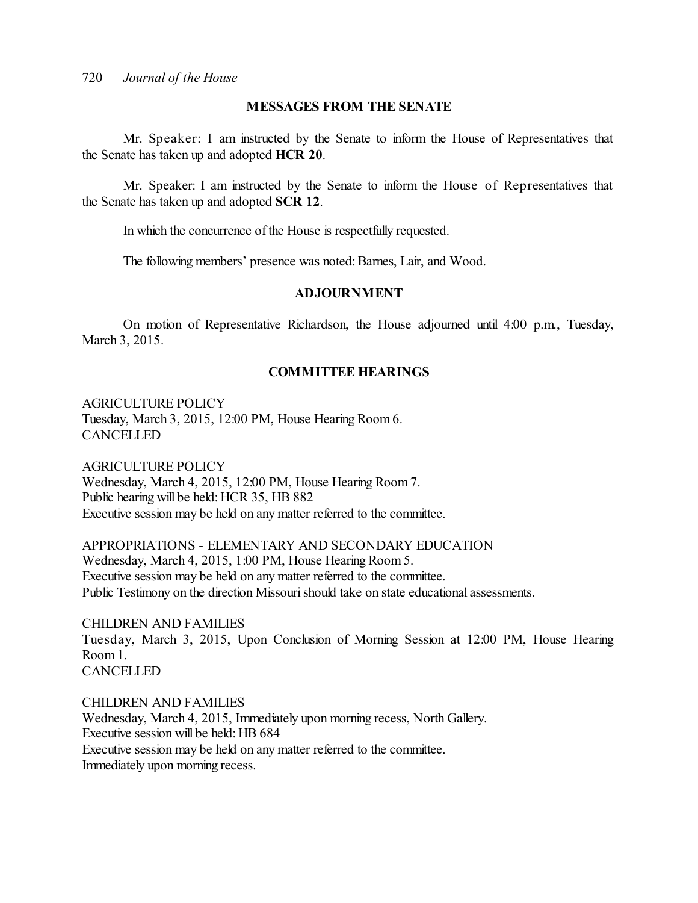## MESSAGES FROM THE SENATE

Mr. Speaker: I am instructed by the Senate to inform the House of Representatives that the Senate has taken up and adopted **HCR 20**.

Mr. Speaker: I am instructed by the Senate to inform the House of Representatives that the Senate has taken up and adopted **SCR 12**.

In which the concurrence of the House is respectfully requested.

The following members' presence was noted: Barnes, Lair, and Wood.

## ADJOURNMENT

On motion of Representative Richardson, the House adjourned until 4:00 p.m., Tuesday, March 3, 2015.

## COMMITTEE HEARINGS

AGRICULTURE POLICY
Tuesday, March 3, 2015, 12:00 PM, House Hearing Room 6.
CANCELLED

AGRICULTURE POLICY
Wednesday, March 4, 2015, 12:00 PM, House Hearing Room 7.
Public hearing will be held: HCR 35, HB 882
Executive session may be held on any matter referred to the committee.

APPROPRIATIONS - ELEMENTARY AND SECONDARY EDUCATION
Wednesday, March 4, 2015, 1:00 PM, House Hearing Room 5.
Executive session may be held on any matter referred to the committee.
Public Testimony on the direction Missouri should take on state educational assessments.

CHILDREN AND FAMILIES
Tuesday, March 3, 2015, Upon Conclusion of Morning Session at 12:00 PM, House Hearing Room 1.
CANCELLED

CHILDREN AND FAMILIES
Wednesday, March 4, 2015, Immediately upon morning recess, North Gallery.
Executive session will be held: HB 684
Executive session may be held on any matter referred to the committee.
Immediately upon morning recess.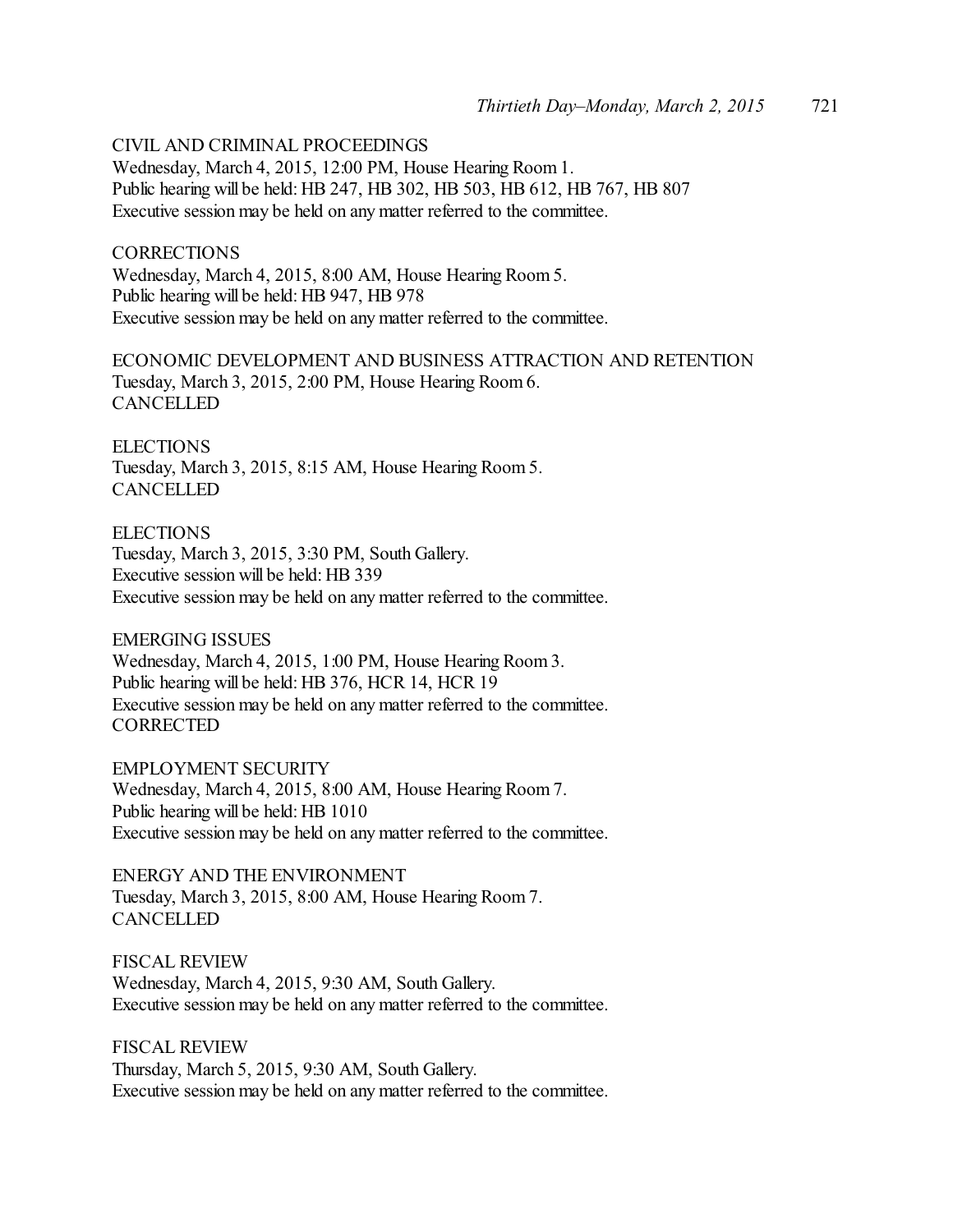CIVIL AND CRIMINAL PROCEEDINGS
Wednesday, March 4, 2015, 12:00 PM, House Hearing Room 1.
Public hearing will be held: HB 247, HB 302, HB 503, HB 612, HB 767, HB 807
Executive session may be held on any matter referred to the committee.

CORRECTIONS
Wednesday, March 4, 2015, 8:00 AM, House Hearing Room 5.
Public hearing will be held: HB 947, HB 978
Executive session may be held on any matter referred to the committee.

ECONOMIC DEVELOPMENT AND BUSINESS ATTRACTION AND RETENTION
Tuesday, March 3, 2015, 2:00 PM, House Hearing Room 6.
CANCELLED

ELECTIONS
Tuesday, March 3, 2015, 8:15 AM, House Hearing Room 5.
CANCELLED

ELECTIONS
Tuesday, March 3, 2015, 3:30 PM, South Gallery.
Executive session will be held: HB 339
Executive session may be held on any matter referred to the committee.

EMERGING ISSUES
Wednesday, March 4, 2015, 1:00 PM, House Hearing Room 3.
Public hearing will be held: HB 376, HCR 14, HCR 19
Executive session may be held on any matter referred to the committee.
CORRECTED

EMPLOYMENT SECURITY
Wednesday, March 4, 2015, 8:00 AM, House Hearing Room 7.
Public hearing will be held: HB 1010
Executive session may be held on any matter referred to the committee.

ENERGY AND THE ENVIRONMENT
Tuesday, March 3, 2015, 8:00 AM, House Hearing Room 7.
CANCELLED

FISCAL REVIEW
Wednesday, March 4, 2015, 9:30 AM, South Gallery.
Executive session may be held on any matter referred to the committee.

FISCAL REVIEW
Thursday, March 5, 2015, 9:30 AM, South Gallery.
Executive session may be held on any matter referred to the committee.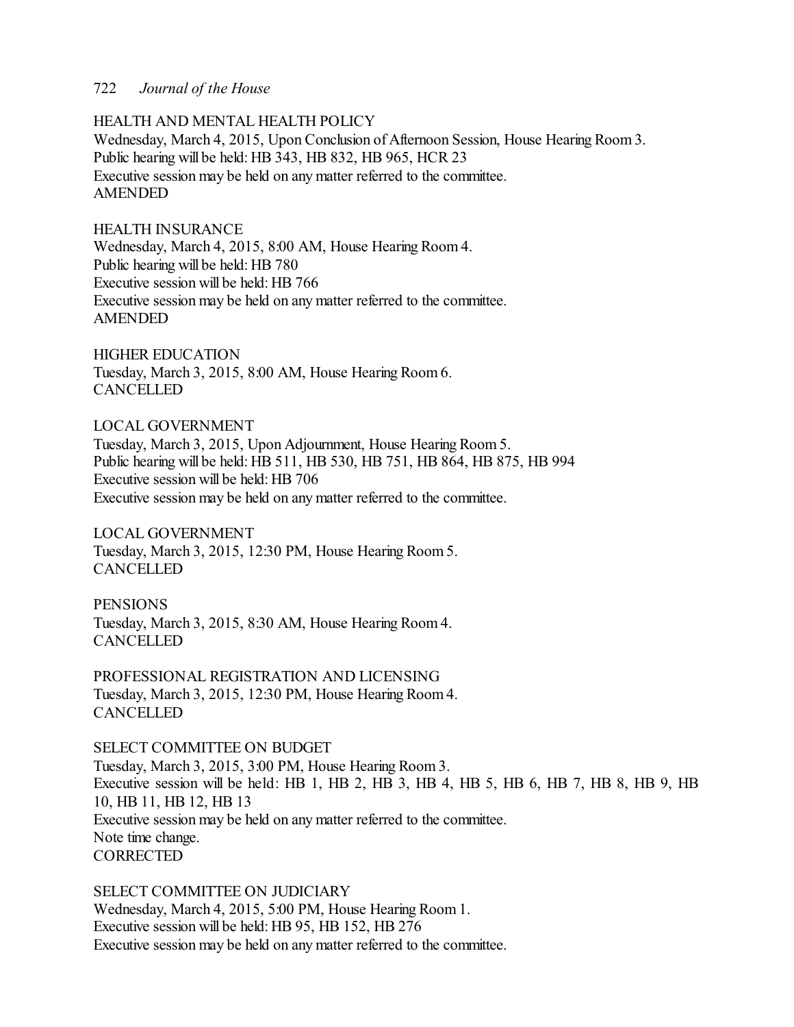HEALTH AND MENTAL HEALTH POLICY
Wednesday, March 4, 2015, Upon Conclusion of Afternoon Session, House Hearing Room 3.
Public hearing will be held: HB 343, HB 832, HB 965, HCR 23
Executive session may be held on any matter referred to the committee.
AMENDED

HEALTH INSURANCE
Wednesday, March 4, 2015, 8:00 AM, House Hearing Room 4.
Public hearing will be held: HB 780
Executive session will be held: HB 766
Executive session may be held on any matter referred to the committee.
AMENDED

HIGHER EDUCATION
Tuesday, March 3, 2015, 8:00 AM, House Hearing Room 6.
CANCELLED

LOCAL GOVERNMENT
Tuesday, March 3, 2015, Upon Adjournment, House Hearing Room 5.
Public hearing will be held: HB 511, HB 530, HB 751, HB 864, HB 875, HB 994
Executive session will be held: HB 706
Executive session may be held on any matter referred to the committee.

LOCAL GOVERNMENT
Tuesday, March 3, 2015, 12:30 PM, House Hearing Room 5.
CANCELLED

PENSIONS
Tuesday, March 3, 2015, 8:30 AM, House Hearing Room 4.
CANCELLED

PROFESSIONAL REGISTRATION AND LICENSING
Tuesday, March 3, 2015, 12:30 PM, House Hearing Room 4.
CANCELLED

SELECT COMMITTEE ON BUDGET
Tuesday, March 3, 2015, 3:00 PM, House Hearing Room 3.
Executive session will be held: HB 1, HB 2, HB 3, HB 4, HB 5, HB 6, HB 7, HB 8, HB 9, HB 10, HB 11, HB 12, HB 13
Executive session may be held on any matter referred to the committee.
Note time change.
CORRECTED

SELECT COMMITTEE ON JUDICIARY
Wednesday, March 4, 2015, 5:00 PM, House Hearing Room 1.
Executive session will be held: HB 95, HB 152, HB 276
Executive session may be held on any matter referred to the committee.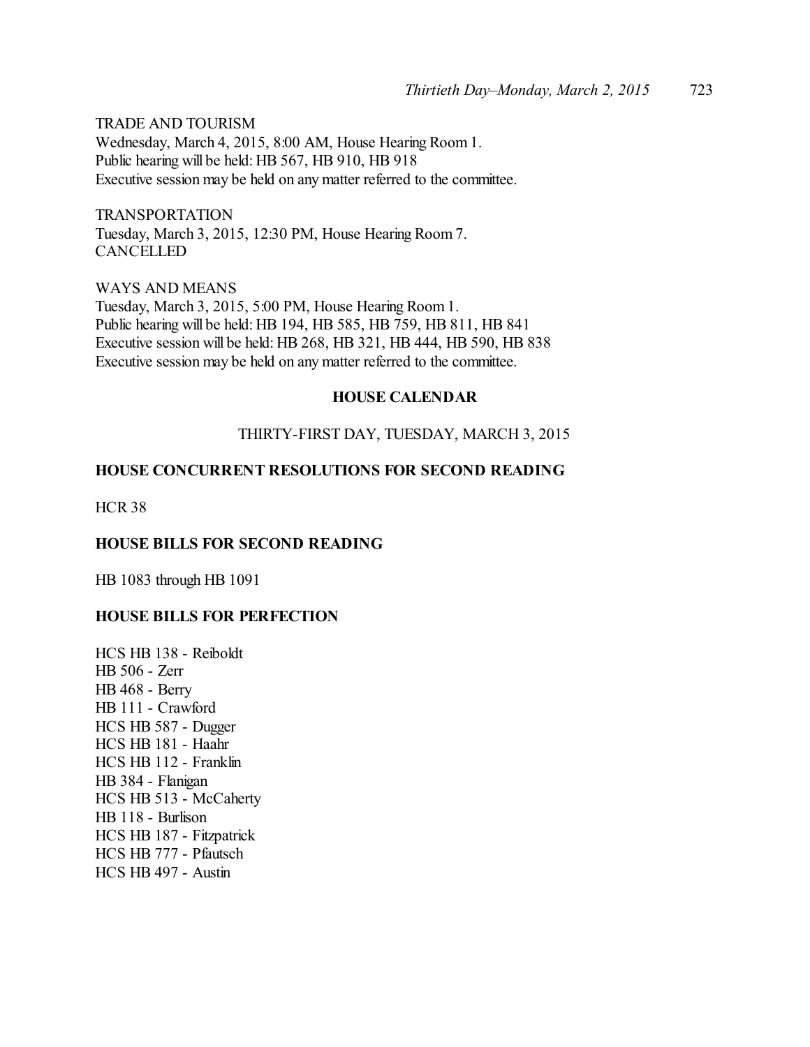TRADE AND TOURISM
Wednesday, March 4, 2015, 8:00 AM, House Hearing Room 1.
Public hearing will be held: HB 567, HB 910, HB 918
Executive session may be held on any matter referred to the committee.

TRANSPORTATION
Tuesday, March 3, 2015, 12:30 PM, House Hearing Room 7.
CANCELLED

WAYS AND MEANS
Tuesday, March 3, 2015, 5:00 PM, House Hearing Room 1.
Public hearing will be held: HB 194, HB 585, HB 759, HB 811, HB 841
Executive session will be held: HB 268, HB 321, HB 444, HB 590, HB 838
Executive session may be held on any matter referred to the committee.

## HOUSE CALENDAR

THIRTY-FIRST DAY, TUESDAY, MARCH 3, 2015

### HOUSE CONCURRENT RESOLUTIONS FOR SECOND READING

HCR 38

### HOUSE BILLS FOR SECOND READING

HB 1083 through HB 1091

### HOUSE BILLS FOR PERFECTION

HCS HB 138 - Reiboldt
HB 506 - Zerr
HB 468 - Berry
HB 111 - Crawford
HCS HB 587 - Dugger
HCS HB 181 - Haahr
HCS HB 112 - Franklin
HB 384 - Flanigan
HCS HB 513 - McCaherty
HB 118 - Burlison
HCS HB 187 - Fitzpatrick
HCS HB 777 - Pfautsch
HCS HB 497 - Austin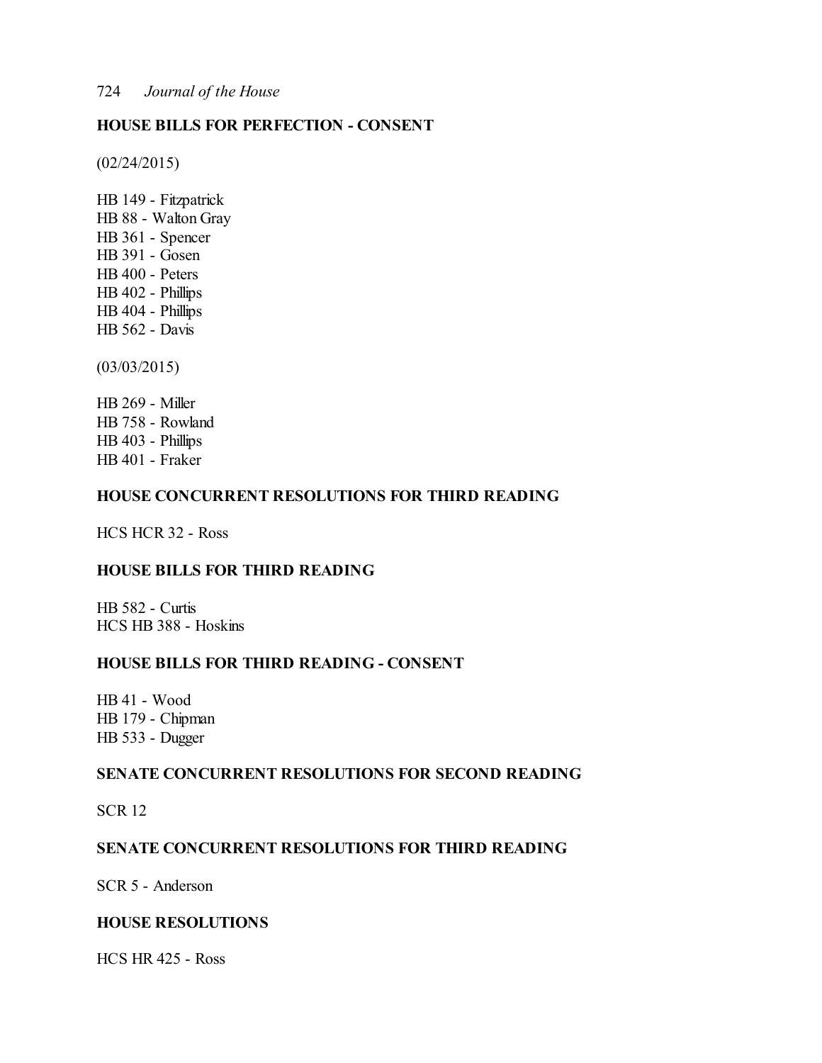## HOUSE BILLS FOR PERFECTION - CONSENT

(02/24/2015)

HB 149 - Fitzpatrick
HB 88 - Walton Gray
HB 361 - Spencer
HB 391 - Gosen
HB 400 - Peters
HB 402 - Phillips
HB 404 - Phillips
HB 562 - Davis

(03/03/2015)

HB 269 - Miller
HB 758 - Rowland
HB 403 - Phillips
HB 401 - Fraker

## HOUSE CONCURRENT RESOLUTIONS FOR THIRD READING

HCS HCR 32 - Ross

## HOUSE BILLS FOR THIRD READING

HB 582 - Curtis
HCS HB 388 - Hoskins

## HOUSE BILLS FOR THIRD READING - CONSENT

HB 41 - Wood
HB 179 - Chipman
HB 533 - Dugger

## SENATE CONCURRENT RESOLUTIONS FOR SECOND READING

SCR 12

## SENATE CONCURRENT RESOLUTIONS FOR THIRD READING

SCR 5 - Anderson

## HOUSE RESOLUTIONS

HCS HR 425 - Ross